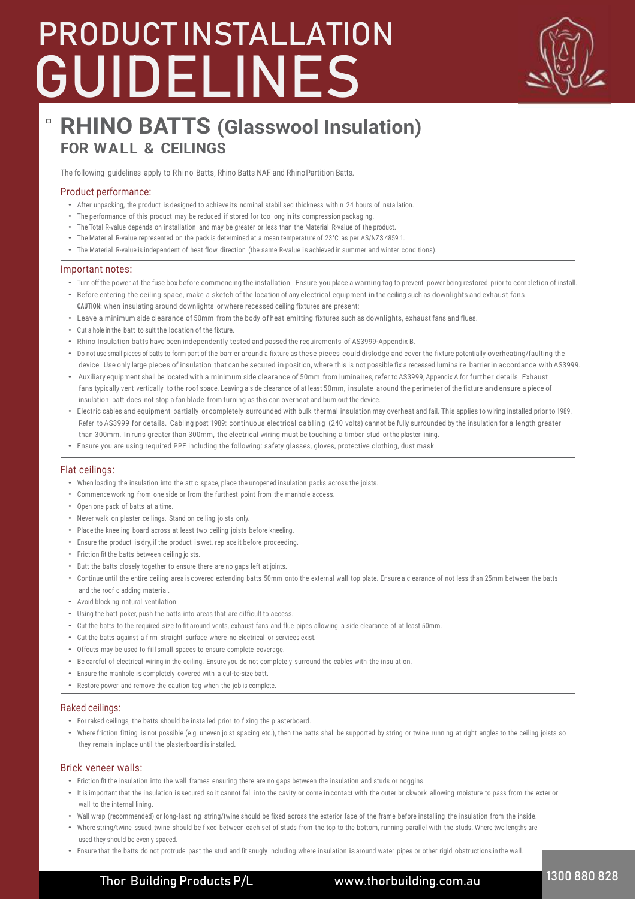# PRODUCT INSTALLATION GUIDELINES

## RHINO BATTS (Glasswool Insulation)
### FOR WALL & CEILINGS

The following guidelines apply to Rhino Batts, Rhino Batts NAF and Rhino Partition Batts.

### Product performance:

- After unpacking, the product is designed to achieve its nominal stabilised thickness within 24 hours of installation.
- The performance of this product may be reduced if stored for too long in its compression packaging.
- The Total R-value depends on installation and may be greater or less than the Material R-value of the product.
- The Material R-value represented on the pack is determined at a mean temperature of 23°C as per AS/NZS 4859.1.
- The Material R-value is independent of heat flow direction (the same R-value is achieved in summer and winter conditions).

### Important notes:

- Turn off the power at the fuse box before commencing the installation. Ensure you place a warning tag to prevent power being restored prior to completion of install.
- Before entering the ceiling space, make a sketch of the location of any electrical equipment in the ceiling such as downlights and exhaust fans.
  **CAUTION:** when insulating around downlights or where recessed ceiling fixtures are present:
- Leave a minimum side clearance of 50mm from the body of heat emitting fixtures such as downlights, exhaust fans and flues.
- Cut a hole in the batt to suit the location of the fixture.
- Rhino Insulation batts have been independently tested and passed the requirements of AS3999-Appendix B.
- Do not use small pieces of batts to form part of the barrier around a fixture as these pieces could dislodge and cover the fixture potentially overheating/faulting the device. Use only large pieces of insulation that can be secured in position, where this is not possible fix a recessed luminaire barrier in accordance with AS3999.
- Auxiliary equipment shall be located with a minimum side clearance of 50mm from luminaires, refer to AS3999, Appendix A for further details. Exhaust fans typically vent vertically to the roof space. Leaving a side clearance of at least 50mm, insulate around the perimeter of the fixture and ensure a piece of insulation batt does not stop a fan blade from turning as this can overheat and burn out the device.
- Electric cables and equipment partially or completely surrounded with bulk thermal insulation may overheat and fail. This applies to wiring installed prior to 1989. Refer to AS3999 for details. Cabling post 1989: continuous electrical cabling (240 volts) cannot be fully surrounded by the insulation for a length greater than 300mm. In runs greater than 300mm, the electrical wiring must be touching a timber stud or the plaster lining.
- Ensure you are using required PPE including the following: safety glasses, gloves, protective clothing, dust mask

### Flat ceilings:

- When loading the insulation into the attic space, place the unopened insulation packs across the joists.
- Commence working from one side or from the furthest point from the manhole access.
- Open one pack of batts at a time.
- Never walk on plaster ceilings. Stand on ceiling joists only.
- Place the kneeling board across at least two ceiling joists before kneeling.
- Ensure the product is dry, if the product is wet, replace it before proceeding.
- Friction fit the batts between ceiling joists.
- Butt the batts closely together to ensure there are no gaps left at joints.
- Continue until the entire ceiling area is covered extending batts 50mm onto the external wall top plate. Ensure a clearance of not less than 25mm between the batts and the roof cladding material.
- Avoid blocking natural ventilation.
- Using the batt poker, push the batts into areas that are difficult to access.
- Cut the batts to the required size to fit around vents, exhaust fans and flue pipes allowing a side clearance of at least 50mm.
- Cut the batts against a firm straight surface where no electrical or services exist.
- Offcuts may be used to fill small spaces to ensure complete coverage.
- Be careful of electrical wiring in the ceiling. Ensure you do not completely surround the cables with the insulation.
- Ensure the manhole is completely covered with a cut-to-size batt.
- Restore power and remove the caution tag when the job is complete.

### Raked ceilings:

- For raked ceilings, the batts should be installed prior to fixing the plasterboard.
- Where friction fitting is not possible (e.g. uneven joist spacing etc.), then the batts shall be supported by string or twine running at right angles to the ceiling joists so they remain in place until the plasterboard is installed.

### Brick veneer walls:

- Friction fit the insulation into the wall frames ensuring there are no gaps between the insulation and studs or noggins.
- It is important that the insulation is secured so it cannot fall into the cavity or come in contact with the outer brickwork allowing moisture to pass from the exterior wall to the internal lining.
- Wall wrap (recommended) or long-lasting string/twine should be fixed across the exterior face of the frame before installing the insulation from the inside.
- Where string/twine is used, twine should be fixed between each set of studs from the top to the bottom, running parallel with the studs. Where two lengths are used they should be evenly spaced.
- Ensure that the batts do not protrude past the stud and fit snugly including where insulation is around water pipes or other rigid obstructions in the wall.

Thor Building Products P/L | www.thorbuilding.com.au | 1300 880 828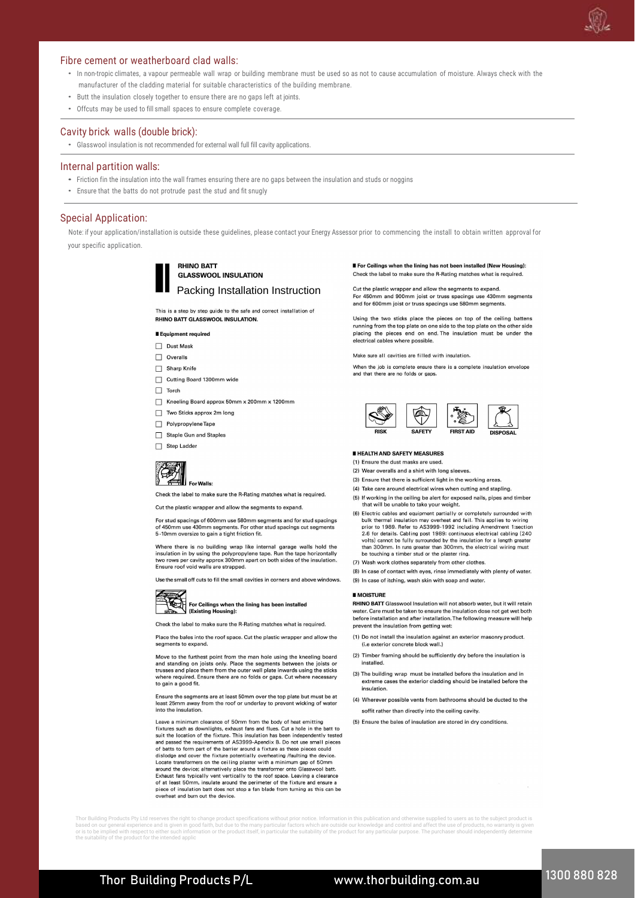## Fibre cement or weatherboard clad walls:

- In non-tropic climates, a vapour permeable wall wrap or building membrane must be used so as not to cause accumulation of moisture. Always check with the manufacturer of the cladding material for suitable characteristics of the building membrane.
- Butt the insulation closely together to ensure there are no gaps left at joints.
- Offcuts may be used to fill small spaces to ensure complete coverage.

## Cavity brick walls (double brick):

- Glasswool insulation is not recommended for external wall full fill cavity applications.

## Internal partition walls:

- Friction fin the insulation into the wall frames ensuring there are no gaps between the insulation and studs or noggins
- Ensure that the batts do not protrude past the stud and fit snugly

## Special Application:

Note: if your application/installation is outside these guidelines, please contact your Energy Assessor prior to commencing the install to obtain written approval for your specific application.

### RHINO BATT GLASSWOOL INSULATION

### Packing Installation Instruction

This is a step by step guide to the safe and correct installation of **RHINO BATT GLASSWOOL INSULATION.**

**Equipment required**

- Dust Mask
- Overalls
- Sharp Knife
- Cutting Board 1300mm wide
- Torch
- Kneeling Board approx 50mm x 200mm x 1200mm
- Two Sticks approx 2m long
- Polypropylene Tape
- Staple Gun and Staples
- Step Ladder

**For Walls:**

Check the label to make sure the R-Rating matches what is required.

Cut the plastic wrapper and allow the segments to expand.

For stud spacings of 600mm use 580mm segments and for stud spacings of 450mm use 430mm segments. For other stud spacings cut segments 5-10mm oversize to gain a tight friction fit.

Where there is no building wrap like internal garage walls hold the insulation in by using the polypropylene tape. Run the tape horizontally two rows per cavity approx 300mm apart on both sides of the insulation. Ensure roof void walls are strapped.

Use the small off cuts to fill the small cavities in corners and above windows.

**For Ceilings when the lining has been installed (Existing Housing):**

Check the label to make sure the R-Rating matches what is required.

Place the bales into the roof space. Cut the plastic wrapper and allow the segments to expand.

Move to the furthest point from the man hole using the kneeling board and standing on joists only. Place the segments between the joists or trusses and place them from the outer wall plate inwards using the sticks where required. Ensure there are no folds or gaps. Cut where necessary to gain a good fit.

Ensure the segments are at least 50mm over the top plate but must be at least 25mm away from the roof or underlay to prevent wicking of water into the insulation.

Leave a minimum clearance of 50mm from the body of heat emitting fixtures such as downlights, exhaust fans and flues. Cut a hole in the batt to suit the location of the fixture. This insulation has been independently tested and passed the requirements of AS3999-Apendix B. Do not use small pieces of batts to form part of the barrier around a fixture as these pieces could dislodge and cover the fixture potentially overheating /faulting the device. Locate transformers on the ceiling plaster with a minimum gap of 50mm around the device; alternatively place the transformer onto Glasswool batt. Exhaust fans typically vent vertically to the roof space. Leaving a clearance of at least 50mm, insulate around the perimeter of the fixture and ensure a piece of insulation batt does not stop a fan blade from turning as this can be overheat and burn out the device.

**For Ceilings when the lining has not been installed (New Housing):**

Check the label to make sure the R-Rating matches what is required.

Cut the plastic wrapper and allow the segments to expand.
For 450mm and 900mm joist or truss spacings use 430mm segments and for 600mm joist or truss spacings use 580mm segments.

Using the two sticks place the pieces on top of the ceiling battens running from the top plate on one side to the top plate on the other side placing the pieces end on end. The insulation must be under the electrical cables where possible.

Make sure all cavities are filled with insulation.

When the job is complete ensure there is a complete insulation envelope and that there are no folds or gaps.

RISK | SAFETY | FIRST AID | DISPOSAL

**HEALTH AND SAFETY MEASURES**

(1) Ensure the dust masks are used.
(2) Wear overalls and a shirt with long sleeves.
(3) Ensure that there is sufficient light in the working areas.
(4) Take care around electrical wires when cutting and stapling.
(5) If working in the ceiling be alert for exposed nails, pipes and timber that will be unable to take your weight.
(6) Electric cables and equipment partially or completely surrounded with bulk thermal insulation may overheat and fail. This applies to wiring prior to 1989. Refer to AS3999-1992 including Amendment 1:section 2.6 for details. Cabling post 1989: continuous electrical cabling (240 volts) cannot be fully surrounded by the insulation for a length greater than 300mm. In runs greater than 300mm, the electrical wiring must be touching a timber stud or the plaster ring.
(7) Wash work clothes separately from other clothes.
(8) In case of contact with eyes, rinse immediately with plenty of water.
(9) In case of itching, wash skin with soap and water.

**MOISTURE**

**RHINO BATT** Glasswool Insulation will not absorb water, but it will retain water. Care must be taken to ensure the insulation dose not get wet both before installation and after installation. The following measure will help prevent the insulation from getting wet:

(1) Do not install the insulation against an exterior masonry product. (i.e exterior concrete block wall.)
(2) Timber framing should be sufficiently dry before the insulation is installed.
(3) The building wrap must be installed before the insulation and in extreme cases the exterior cladding should be installed before the insulation.
(4) Wherever possible vents from bathrooms should be ducted to the soffit rather than directly into the ceiling cavity.
(5) Ensure the bales of insulation are stored in dry conditions.

Thor Building Products Pty Ltd reserves the right to change product specifications without prior notice. Information in this publication and otherwise supplied to users as to the subject product is based on our general experience and is given in good faith, but due to the many particular factors which are outside our knowledge and control and affect the use of products, no warranty is given or is to be implied with respect to either such information or the product itself, in particular the suitability of the product for any particular purpose. The purchaser should independently determine the suitability of the product for the intended applic

Thor Building Products P/L www.thorbuilding.com.au 1300 880 828